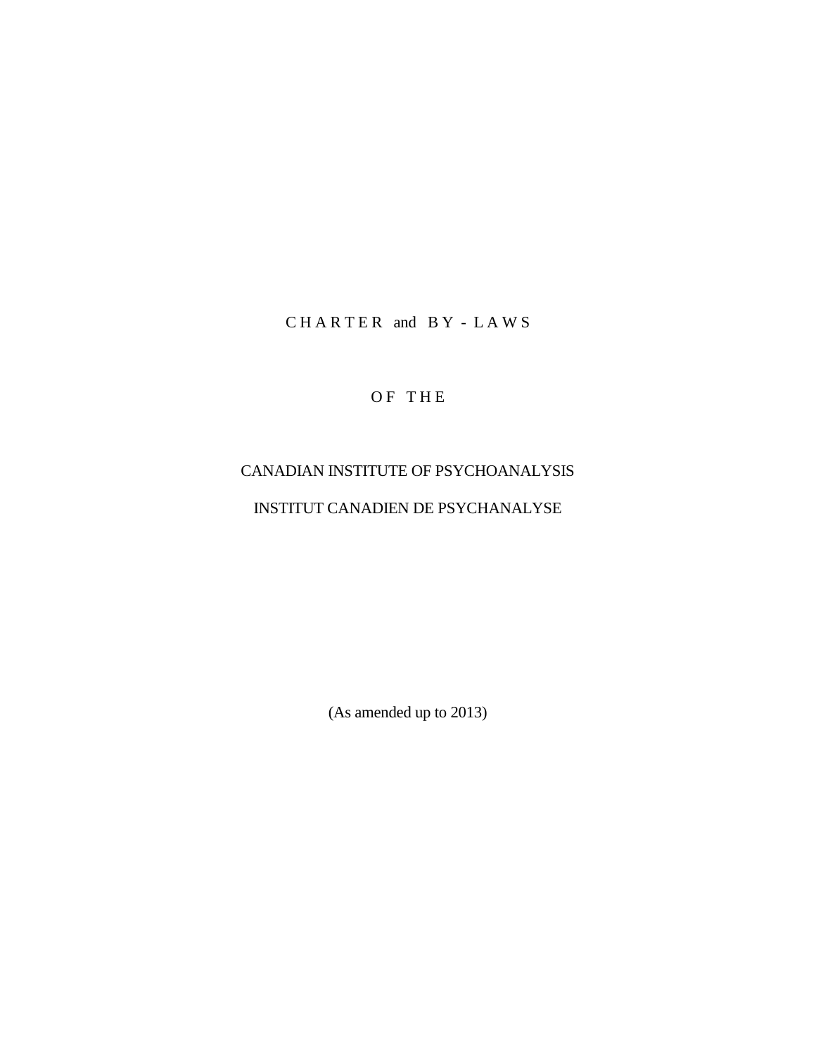# CHARTER and BY-LAWS

## OF THE

## CANADIAN INSTITUTE OF PSYCHOANALYSIS

## INSTITUT CANADIEN DE PSYCHANALYSE

(As amended up to 2013)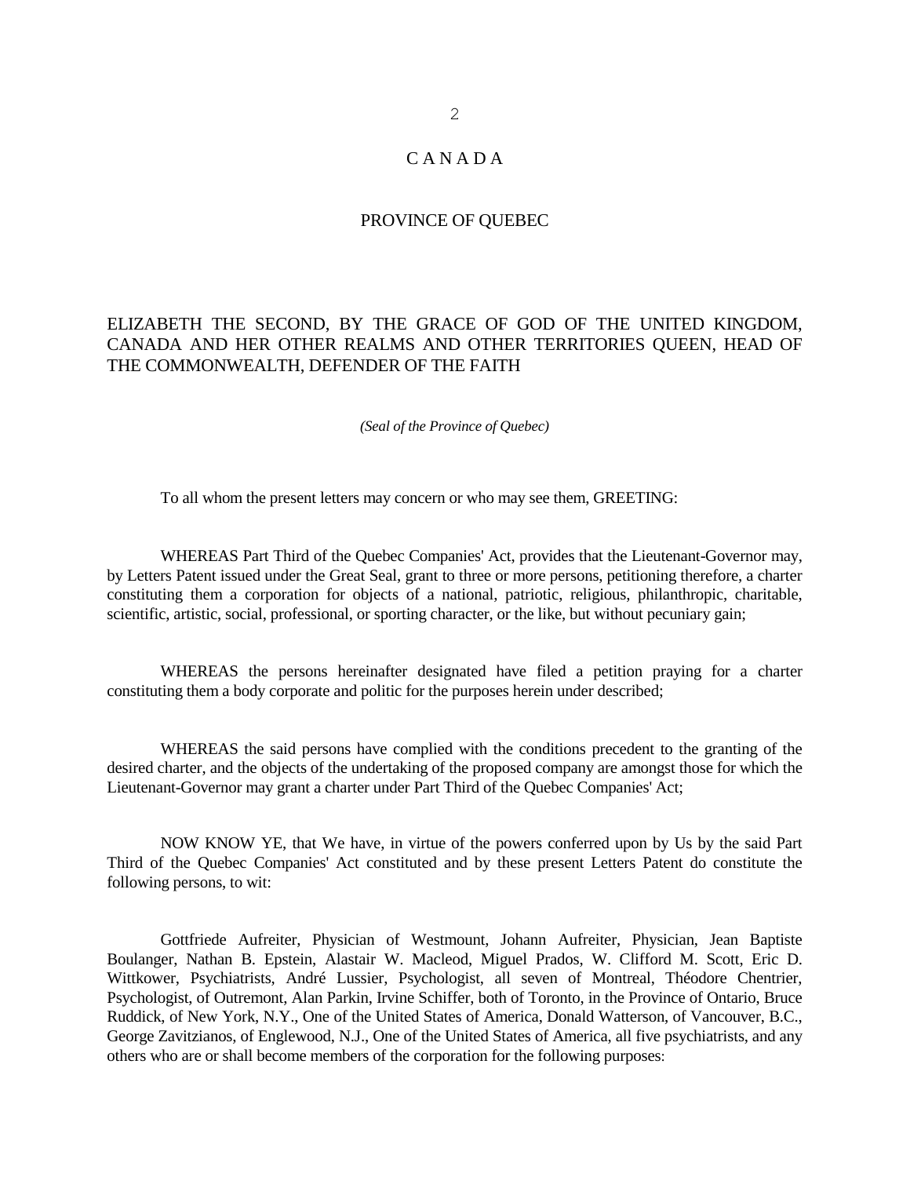# C A N A D A

## PROVINCE OF QUEBEC

ELIZABETH THE SECOND, BY THE GRACE OF GOD OF THE UNITED KINGDOM, CANADA AND HER OTHER REALMS AND OTHER TERRITORIES QUEEN, HEAD OF THE COMMONWEALTH, DEFENDER OF THE FAITH

*(Seal of the Province of Quebec)*

To all whom the present letters may concern or who may see them, GREETING:

WHEREAS Part Third of the Quebec Companies' Act, provides that the Lieutenant-Governor may, by Letters Patent issued under the Great Seal, grant to three or more persons, petitioning therefore, a charter constituting them a corporation for objects of a national, patriotic, religious, philanthropic, charitable, scientific, artistic, social, professional, or sporting character, or the like, but without pecuniary gain;

WHEREAS the persons hereinafter designated have filed a petition praying for a charter constituting them a body corporate and politic for the purposes herein under described;

WHEREAS the said persons have complied with the conditions precedent to the granting of the desired charter, and the objects of the undertaking of the proposed company are amongst those for which the Lieutenant-Governor may grant a charter under Part Third of the Quebec Companies' Act;

NOW KNOW YE, that We have, in virtue of the powers conferred upon by Us by the said Part Third of the Quebec Companies' Act constituted and by these present Letters Patent do constitute the following persons, to wit:

Gottfriede Aufreiter, Physician of Westmount, Johann Aufreiter, Physician, Jean Baptiste Boulanger, Nathan B. Epstein, Alastair W. Macleod, Miguel Prados, W. Clifford M. Scott, Eric D. Wittkower, Psychiatrists, André Lussier, Psychologist, all seven of Montreal, Théodore Chentrier, Psychologist, of Outremont, Alan Parkin, Irvine Schiffer, both of Toronto, in the Province of Ontario, Bruce Ruddick, of New York, N.Y., One of the United States of America, Donald Watterson, of Vancouver, B.C., George Zavitzianos, of Englewood, N.J., One of the United States of America, all five psychiatrists, and any others who are or shall become members of the corporation for the following purposes: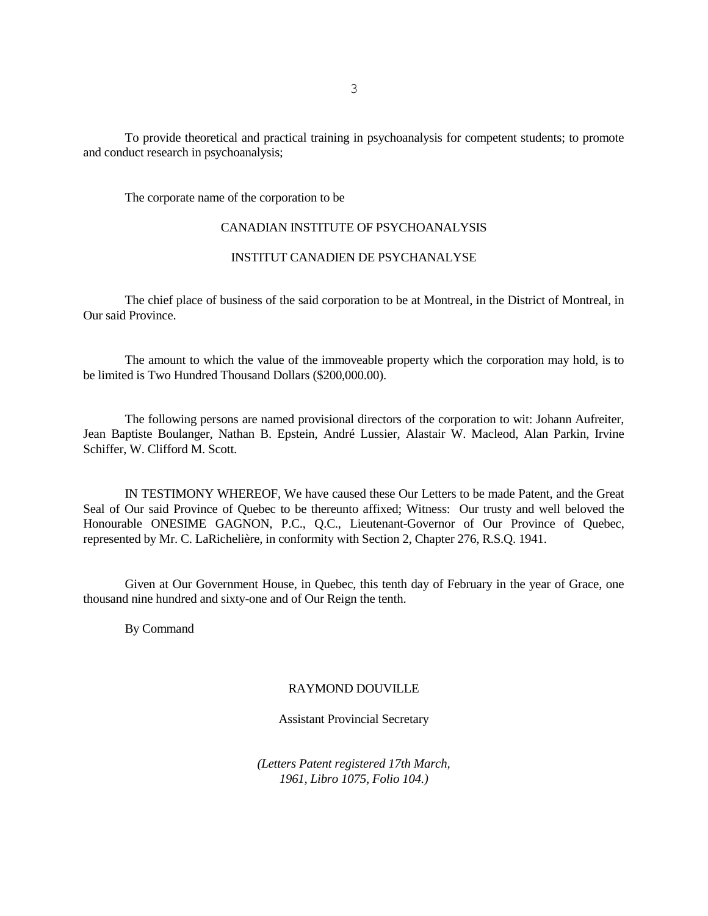To provide theoretical and practical training in psychoanalysis for competent students; to promote and conduct research in psychoanalysis;

The corporate name of the corporation to be

CANADIAN INSTITUTE OF PSYCHOANALYSIS

INSTITUT CANADIEN DE PSYCHANALYSE

The chief place of business of the said corporation to be at Montreal, in the District of Montreal, in Our said Province.

The amount to which the value of the immoveable property which the corporation may hold, is to be limited is Two Hundred Thousand Dollars ($200,000.00).

The following persons are named provisional directors of the corporation to wit: Johann Aufreiter, Jean Baptiste Boulanger, Nathan B. Epstein, André Lussier, Alastair W. Macleod, Alan Parkin, Irvine Schiffer, W. Clifford M. Scott.

IN TESTIMONY WHEREOF, We have caused these Our Letters to be made Patent, and the Great Seal of Our said Province of Quebec to be thereunto affixed; Witness: Our trusty and well beloved the Honourable ONESIME GAGNON, P.C., Q.C., Lieutenant-Governor of Our Province of Quebec, represented by Mr. C. LaRichelière, in conformity with Section 2, Chapter 276, R.S.Q. 1941.

Given at Our Government House, in Quebec, this tenth day of February in the year of Grace, one thousand nine hundred and sixty-one and of Our Reign the tenth.

By Command

RAYMOND DOUVILLE

Assistant Provincial Secretary

*(Letters Patent registered 17th March, 1961, Libro 1075, Folio 104.)*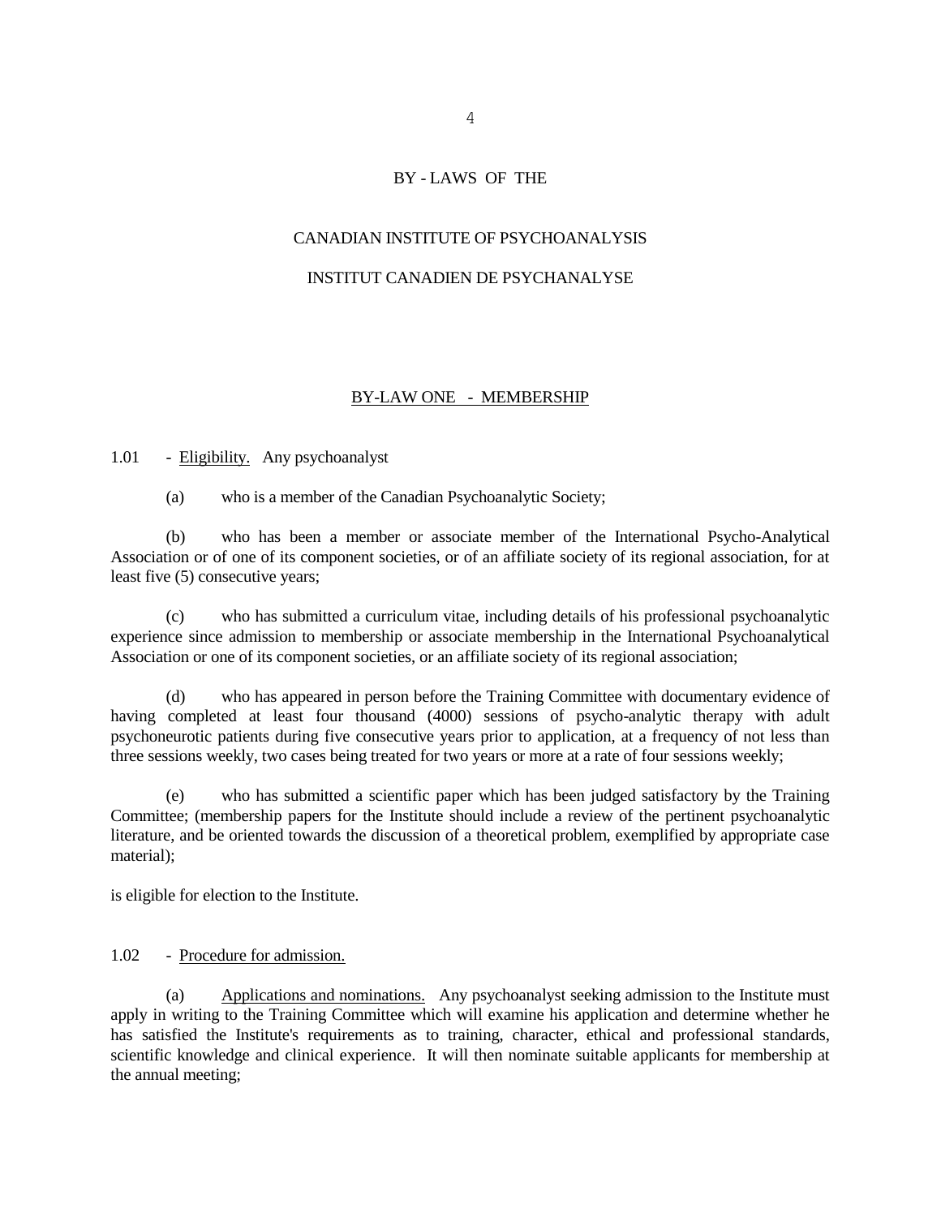# BY - LAWS OF THE

# CANADIAN INSTITUTE OF PSYCHOANALYSIS

# INSTITUT CANADIEN DE PSYCHANALYSE

## BY-LAW ONE - MEMBERSHIP

1.01 - Eligibility. Any psychoanalyst

(a) who is a member of the Canadian Psychoanalytic Society;

(b) who has been a member or associate member of the International Psycho-Analytical Association or of one of its component societies, or of an affiliate society of its regional association, for at least five (5) consecutive years;

(c) who has submitted a curriculum vitae, including details of his professional psychoanalytic experience since admission to membership or associate membership in the International Psychoanalytical Association or one of its component societies, or an affiliate society of its regional association;

(d) who has appeared in person before the Training Committee with documentary evidence of having completed at least four thousand (4000) sessions of psycho-analytic therapy with adult psychoneurotic patients during five consecutive years prior to application, at a frequency of not less than three sessions weekly, two cases being treated for two years or more at a rate of four sessions weekly;

(e) who has submitted a scientific paper which has been judged satisfactory by the Training Committee; (membership papers for the Institute should include a review of the pertinent psychoanalytic literature, and be oriented towards the discussion of a theoretical problem, exemplified by appropriate case material);

is eligible for election to the Institute.

1.02 - Procedure for admission.

(a) Applications and nominations. Any psychoanalyst seeking admission to the Institute must apply in writing to the Training Committee which will examine his application and determine whether he has satisfied the Institute's requirements as to training, character, ethical and professional standards, scientific knowledge and clinical experience. It will then nominate suitable applicants for membership at the annual meeting;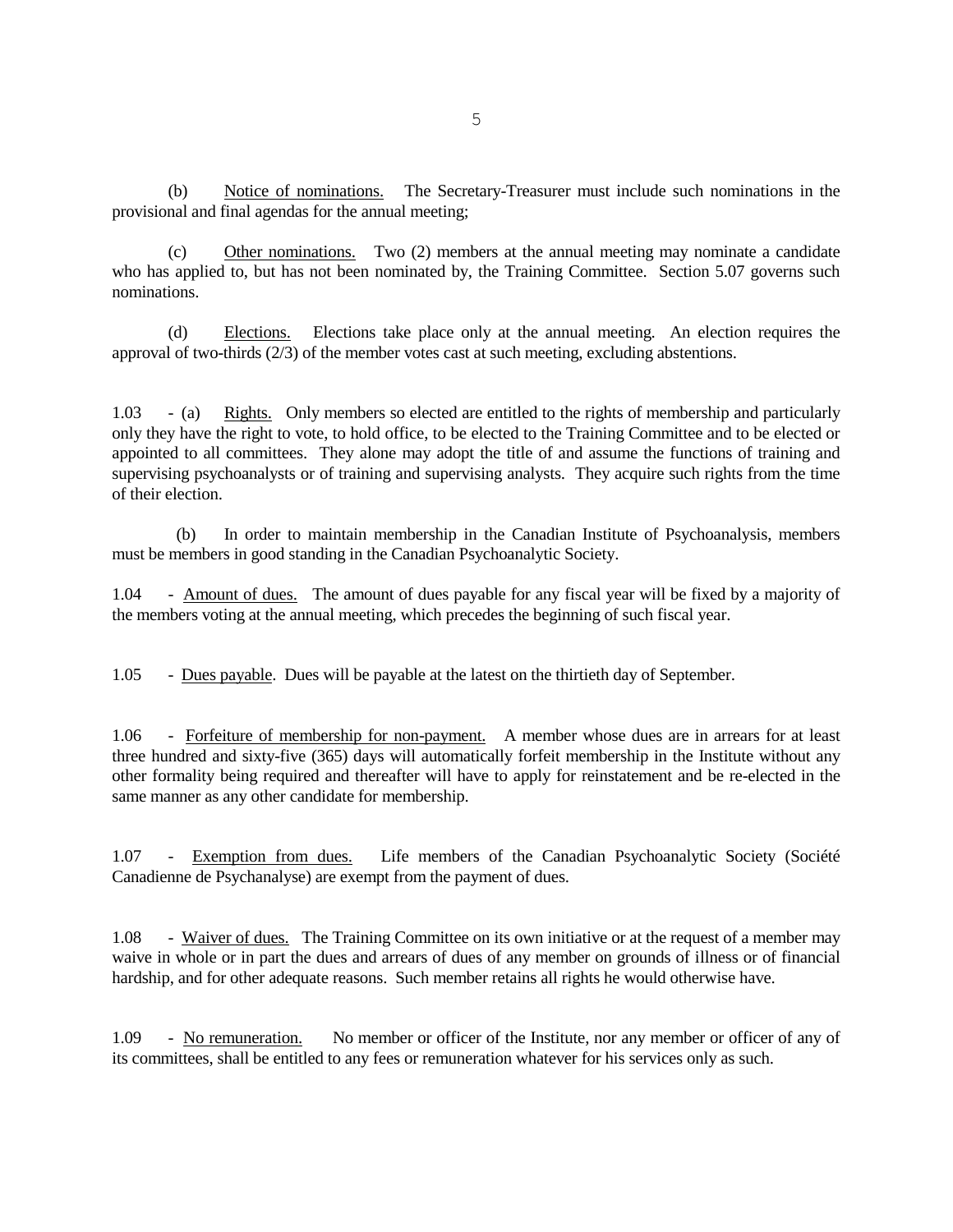(b) Notice of nominations. The Secretary-Treasurer must include such nominations in the provisional and final agendas for the annual meeting;

(c) Other nominations. Two (2) members at the annual meeting may nominate a candidate who has applied to, but has not been nominated by, the Training Committee. Section 5.07 governs such nominations.

(d) Elections. Elections take place only at the annual meeting. An election requires the approval of two-thirds (2/3) of the member votes cast at such meeting, excluding abstentions.

1.03 - (a) Rights. Only members so elected are entitled to the rights of membership and particularly only they have the right to vote, to hold office, to be elected to the Training Committee and to be elected or appointed to all committees. They alone may adopt the title of and assume the functions of training and supervising psychoanalysts or of training and supervising analysts. They acquire such rights from the time of their election.

(b) In order to maintain membership in the Canadian Institute of Psychoanalysis, members must be members in good standing in the Canadian Psychoanalytic Society.

1.04 - Amount of dues. The amount of dues payable for any fiscal year will be fixed by a majority of the members voting at the annual meeting, which precedes the beginning of such fiscal year.

1.05 - Dues payable. Dues will be payable at the latest on the thirtieth day of September.

1.06 - Forfeiture of membership for non-payment. A member whose dues are in arrears for at least three hundred and sixty-five (365) days will automatically forfeit membership in the Institute without any other formality being required and thereafter will have to apply for reinstatement and be re-elected in the same manner as any other candidate for membership.

1.07 - Exemption from dues. Life members of the Canadian Psychoanalytic Society (Société Canadienne de Psychanalyse) are exempt from the payment of dues.

1.08 - Waiver of dues. The Training Committee on its own initiative or at the request of a member may waive in whole or in part the dues and arrears of dues of any member on grounds of illness or of financial hardship, and for other adequate reasons. Such member retains all rights he would otherwise have.

1.09 - No remuneration. No member or officer of the Institute, nor any member or officer of any of its committees, shall be entitled to any fees or remuneration whatever for his services only as such.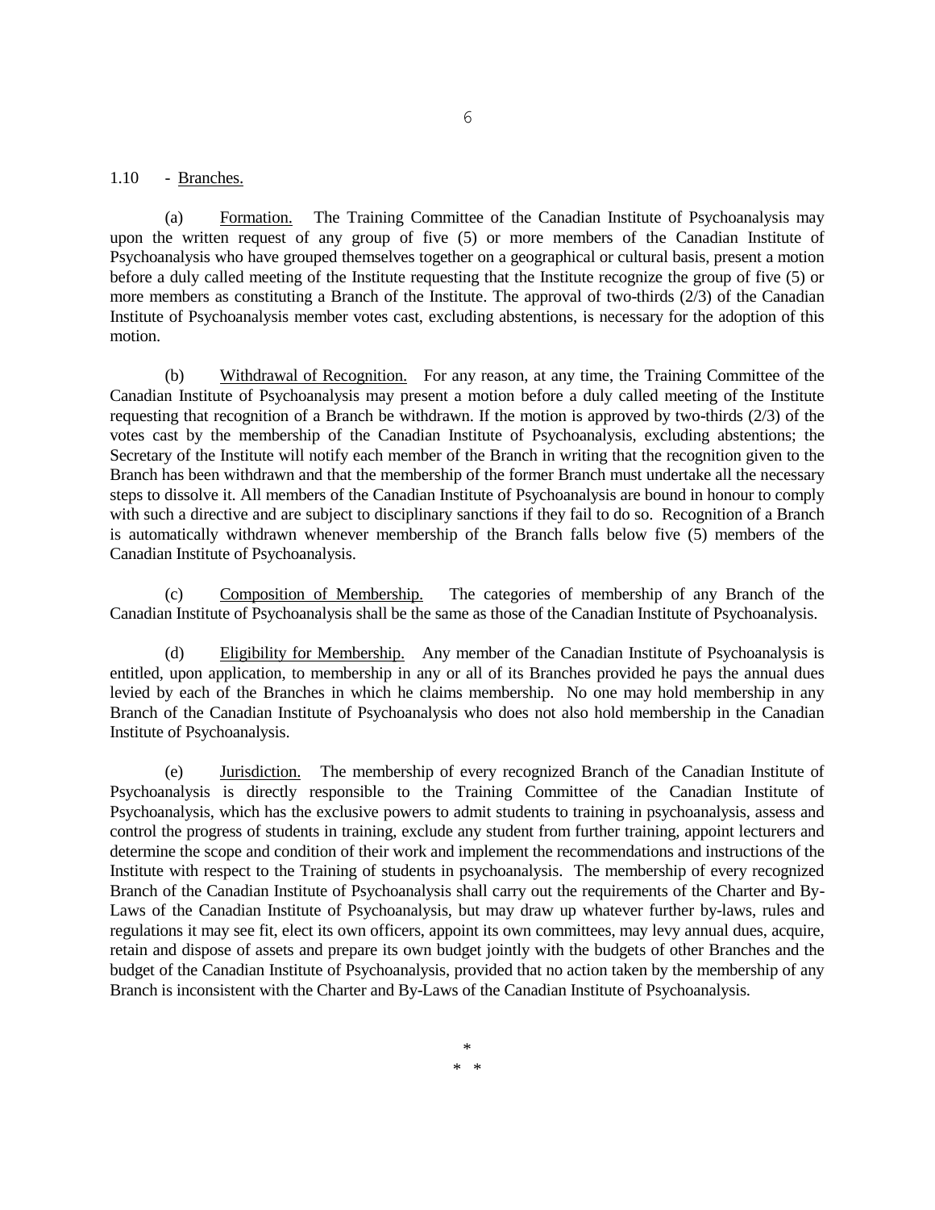1.10 - Branches.

(a) Formation. The Training Committee of the Canadian Institute of Psychoanalysis may upon the written request of any group of five (5) or more members of the Canadian Institute of Psychoanalysis who have grouped themselves together on a geographical or cultural basis, present a motion before a duly called meeting of the Institute requesting that the Institute recognize the group of five (5) or more members as constituting a Branch of the Institute. The approval of two-thirds (2/3) of the Canadian Institute of Psychoanalysis member votes cast, excluding abstentions, is necessary for the adoption of this motion.

(b) Withdrawal of Recognition. For any reason, at any time, the Training Committee of the Canadian Institute of Psychoanalysis may present a motion before a duly called meeting of the Institute requesting that recognition of a Branch be withdrawn. If the motion is approved by two-thirds (2/3) of the votes cast by the membership of the Canadian Institute of Psychoanalysis, excluding abstentions; the Secretary of the Institute will notify each member of the Branch in writing that the recognition given to the Branch has been withdrawn and that the membership of the former Branch must undertake all the necessary steps to dissolve it. All members of the Canadian Institute of Psychoanalysis are bound in honour to comply with such a directive and are subject to disciplinary sanctions if they fail to do so. Recognition of a Branch is automatically withdrawn whenever membership of the Branch falls below five (5) members of the Canadian Institute of Psychoanalysis.

(c) Composition of Membership. The categories of membership of any Branch of the Canadian Institute of Psychoanalysis shall be the same as those of the Canadian Institute of Psychoanalysis.

(d) Eligibility for Membership. Any member of the Canadian Institute of Psychoanalysis is entitled, upon application, to membership in any or all of its Branches provided he pays the annual dues levied by each of the Branches in which he claims membership. No one may hold membership in any Branch of the Canadian Institute of Psychoanalysis who does not also hold membership in the Canadian Institute of Psychoanalysis.

(e) Jurisdiction. The membership of every recognized Branch of the Canadian Institute of Psychoanalysis is directly responsible to the Training Committee of the Canadian Institute of Psychoanalysis, which has the exclusive powers to admit students to training in psychoanalysis, assess and control the progress of students in training, exclude any student from further training, appoint lecturers and determine the scope and condition of their work and implement the recommendations and instructions of the Institute with respect to the Training of students in psychoanalysis. The membership of every recognized Branch of the Canadian Institute of Psychoanalysis shall carry out the requirements of the Charter and By-Laws of the Canadian Institute of Psychoanalysis, but may draw up whatever further by-laws, rules and regulations it may see fit, elect its own officers, appoint its own committees, may levy annual dues, acquire, retain and dispose of assets and prepare its own budget jointly with the budgets of other Branches and the budget of the Canadian Institute of Psychoanalysis, provided that no action taken by the membership of any Branch is inconsistent with the Charter and By-Laws of the Canadian Institute of Psychoanalysis.

\*
\* \*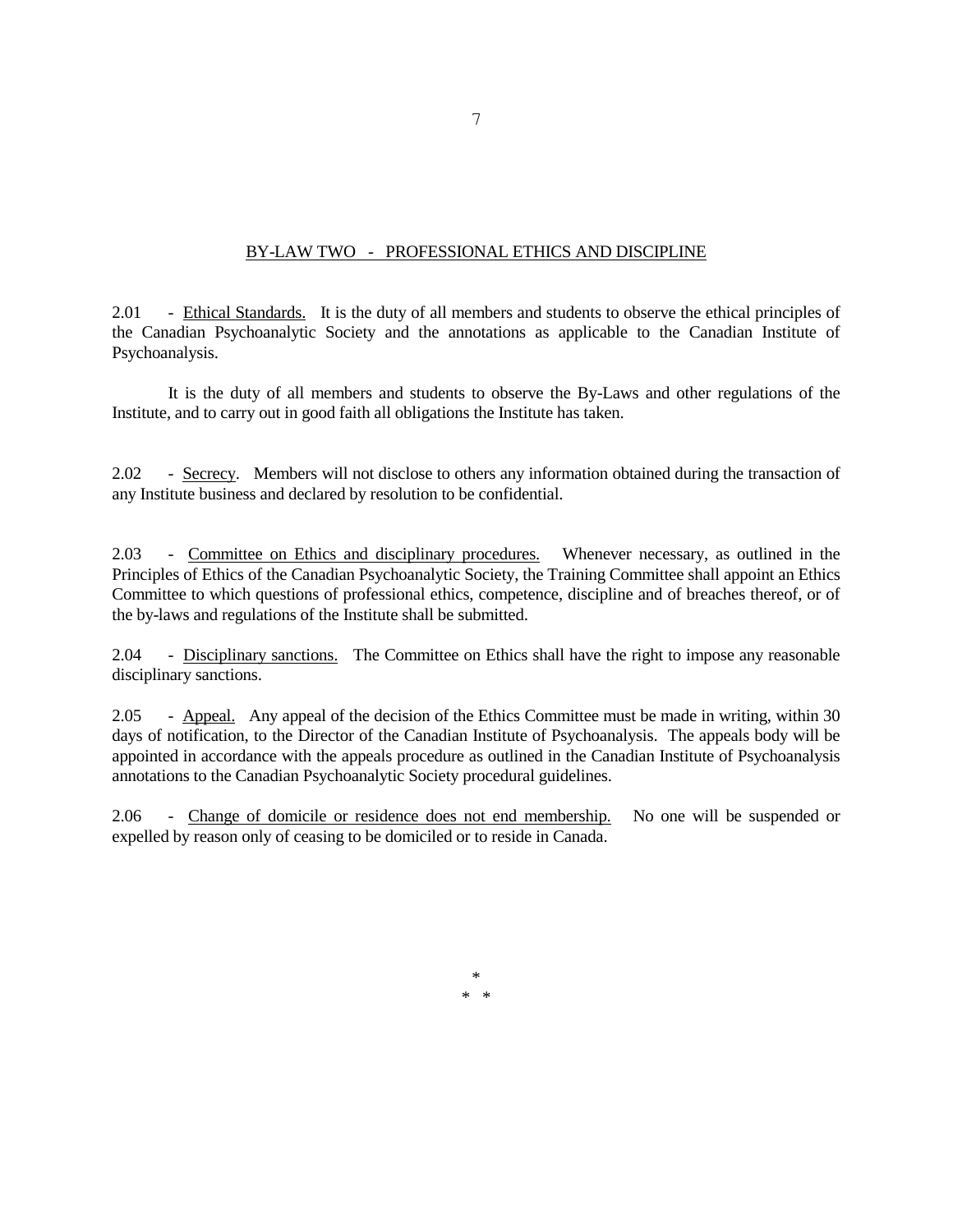## BY-LAW TWO - PROFESSIONAL ETHICS AND DISCIPLINE

2.01 - Ethical Standards. It is the duty of all members and students to observe the ethical principles of the Canadian Psychoanalytic Society and the annotations as applicable to the Canadian Institute of Psychoanalysis.

It is the duty of all members and students to observe the By-Laws and other regulations of the Institute, and to carry out in good faith all obligations the Institute has taken.

2.02 - Secrecy. Members will not disclose to others any information obtained during the transaction of any Institute business and declared by resolution to be confidential.

2.03 - Committee on Ethics and disciplinary procedures. Whenever necessary, as outlined in the Principles of Ethics of the Canadian Psychoanalytic Society, the Training Committee shall appoint an Ethics Committee to which questions of professional ethics, competence, discipline and of breaches thereof, or of the by-laws and regulations of the Institute shall be submitted.

2.04 - Disciplinary sanctions. The Committee on Ethics shall have the right to impose any reasonable disciplinary sanctions.

2.05 - Appeal. Any appeal of the decision of the Ethics Committee must be made in writing, within 30 days of notification, to the Director of the Canadian Institute of Psychoanalysis. The appeals body will be appointed in accordance with the appeals procedure as outlined in the Canadian Institute of Psychoanalysis annotations to the Canadian Psychoanalytic Society procedural guidelines.

2.06 - Change of domicile or residence does not end membership. No one will be suspended or expelled by reason only of ceasing to be domiciled or to reside in Canada.

\*
\* \*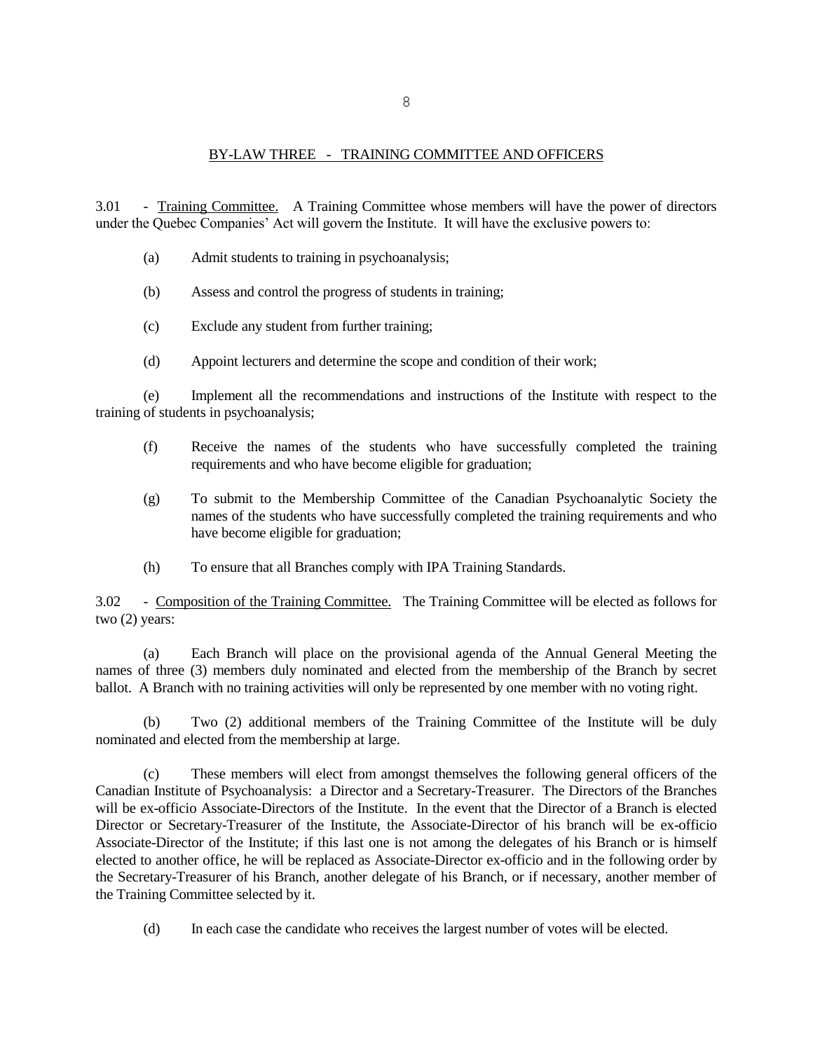## BY-LAW THREE - TRAINING COMMITTEE AND OFFICERS

3.01 - Training Committee. A Training Committee whose members will have the power of directors under the Quebec Companies' Act will govern the Institute. It will have the exclusive powers to:

(a) Admit students to training in psychoanalysis;

(b) Assess and control the progress of students in training;

(c) Exclude any student from further training;

(d) Appoint lecturers and determine the scope and condition of their work;

(e) Implement all the recommendations and instructions of the Institute with respect to the training of students in psychoanalysis;

(f) Receive the names of the students who have successfully completed the training requirements and who have become eligible for graduation;

(g) To submit to the Membership Committee of the Canadian Psychoanalytic Society the names of the students who have successfully completed the training requirements and who have become eligible for graduation;

(h) To ensure that all Branches comply with IPA Training Standards.

3.02 - Composition of the Training Committee. The Training Committee will be elected as follows for two (2) years:

(a) Each Branch will place on the provisional agenda of the Annual General Meeting the names of three (3) members duly nominated and elected from the membership of the Branch by secret ballot. A Branch with no training activities will only be represented by one member with no voting right.

(b) Two (2) additional members of the Training Committee of the Institute will be duly nominated and elected from the membership at large.

(c) These members will elect from amongst themselves the following general officers of the Canadian Institute of Psychoanalysis: a Director and a Secretary-Treasurer. The Directors of the Branches will be ex-officio Associate-Directors of the Institute. In the event that the Director of a Branch is elected Director or Secretary-Treasurer of the Institute, the Associate-Director of his branch will be ex-officio Associate-Director of the Institute; if this last one is not among the delegates of his Branch or is himself elected to another office, he will be replaced as Associate-Director ex-officio and in the following order by the Secretary-Treasurer of his Branch, another delegate of his Branch, or if necessary, another member of the Training Committee selected by it.

(d) In each case the candidate who receives the largest number of votes will be elected.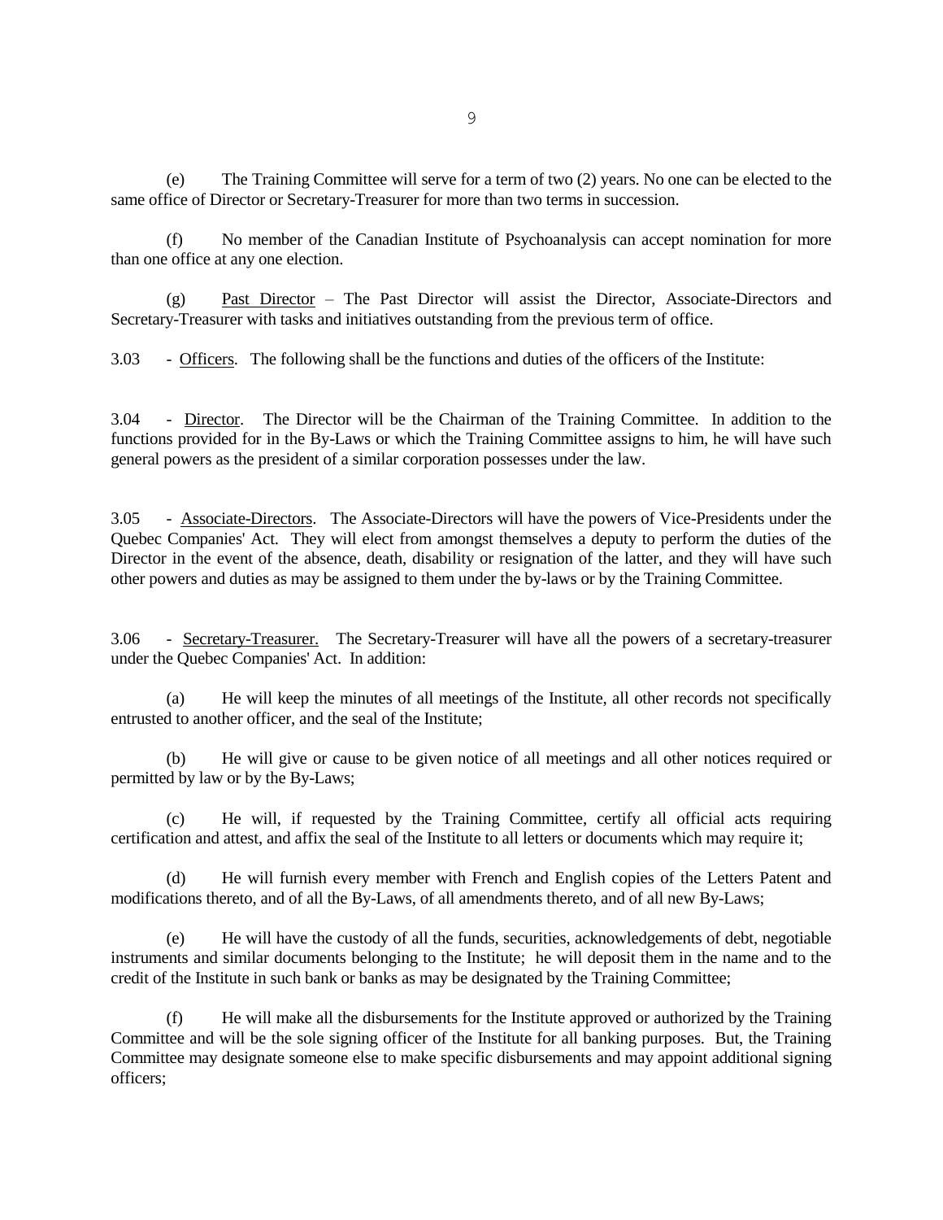(e) The Training Committee will serve for a term of two (2) years. No one can be elected to the same office of Director or Secretary-Treasurer for more than two terms in succession.

(f) No member of the Canadian Institute of Psychoanalysis can accept nomination for more than one office at any one election.

(g) Past Director – The Past Director will assist the Director, Associate-Directors and Secretary-Treasurer with tasks and initiatives outstanding from the previous term of office.

3.03 - Officers. The following shall be the functions and duties of the officers of the Institute:

3.04 - Director. The Director will be the Chairman of the Training Committee. In addition to the functions provided for in the By-Laws or which the Training Committee assigns to him, he will have such general powers as the president of a similar corporation possesses under the law.

3.05 - Associate-Directors. The Associate-Directors will have the powers of Vice-Presidents under the Quebec Companies' Act. They will elect from amongst themselves a deputy to perform the duties of the Director in the event of the absence, death, disability or resignation of the latter, and they will have such other powers and duties as may be assigned to them under the by-laws or by the Training Committee.

3.06 - Secretary-Treasurer. The Secretary-Treasurer will have all the powers of a secretary-treasurer under the Quebec Companies' Act. In addition:

(a) He will keep the minutes of all meetings of the Institute, all other records not specifically entrusted to another officer, and the seal of the Institute;

(b) He will give or cause to be given notice of all meetings and all other notices required or permitted by law or by the By-Laws;

(c) He will, if requested by the Training Committee, certify all official acts requiring certification and attest, and affix the seal of the Institute to all letters or documents which may require it;

(d) He will furnish every member with French and English copies of the Letters Patent and modifications thereto, and of all the By-Laws, of amendments thereto, and of all new By-Laws;

(e) He will have the custody of all the funds, securities, acknowledgements of debt, negotiable instruments and similar documents belonging to the Institute; he will deposit them in the name and to the credit of the Institute in such bank or banks as may be designated by the Training Committee;

(f) He will make all the disbursements for the Institute approved or authorized by the Training Committee and will be the sole signing officer of the Institute for all banking purposes. But, the Training Committee may designate someone else to make specific disbursements and may appoint additional signing officers;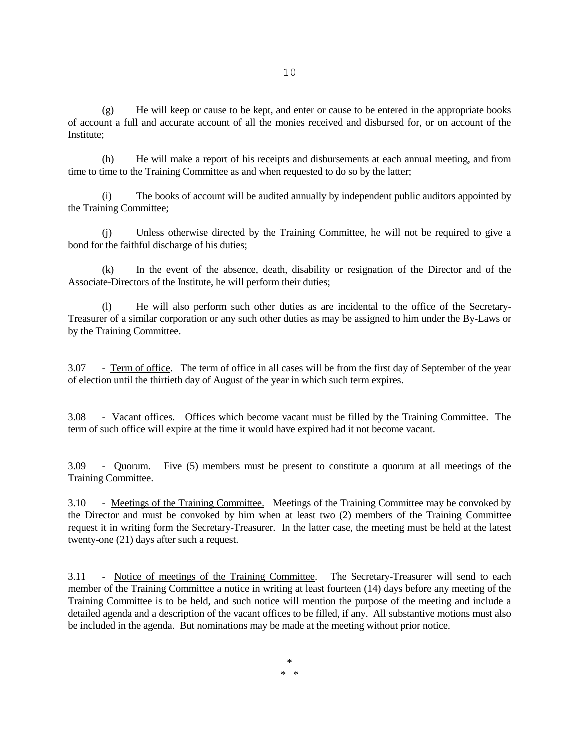(g) He will keep or cause to be kept, and enter or cause to be entered in the appropriate books of account a full and accurate account of all the monies received and disbursed for, or on account of the Institute;

(h) He will make a report of his receipts and disbursements at each annual meeting, and from time to time to the Training Committee as and when requested to do so by the latter;

(i) The books of account will be audited annually by independent public auditors appointed by the Training Committee;

(j) Unless otherwise directed by the Training Committee, he will not be required to give a bond for the faithful discharge of his duties;

(k) In the event of the absence, death, disability or resignation of the Director and of the Associate-Directors of the Institute, he will perform their duties;

(l) He will also perform such other duties as are incidental to the office of the Secretary-Treasurer of a similar corporation or any such other duties as may be assigned to him under the By-Laws or by the Training Committee.

3.07 - <u>Term of office</u>. The term of office in all cases will be from the first day of September of the year of election until the thirtieth day of August of the year in which such term expires.

3.08 - <u>Vacant offices</u>. Offices which become vacant must be filled by the Training Committee. The term of such office will expire at the time it would have expired had it not become vacant.

3.09 - <u>Quorum</u>. Five (5) members must be present to constitute a quorum at all meetings of the Training Committee.

3.10 - <u>Meetings of the Training Committee.</u> Meetings of the Training Committee may be convoked by the Director and must be convoked by him when at least two (2) members of the Training Committee request it in writing form the Secretary-Treasurer. In the latter case, the meeting must be held at the latest twenty-one (21) days after such a request.

3.11 - <u>Notice of meetings of the Training Committee</u>. The Secretary-Treasurer will send to each member of the Training Committee a notice in writing at least fourteen (14) days before any meeting of the Training Committee is to be held, and such notice will mention the purpose of the meeting and include a detailed agenda and a description of the vacant offices to be filled, if any. All substantive motions must also be included in the agenda. But nominations may be made at the meeting without prior notice.

*
* *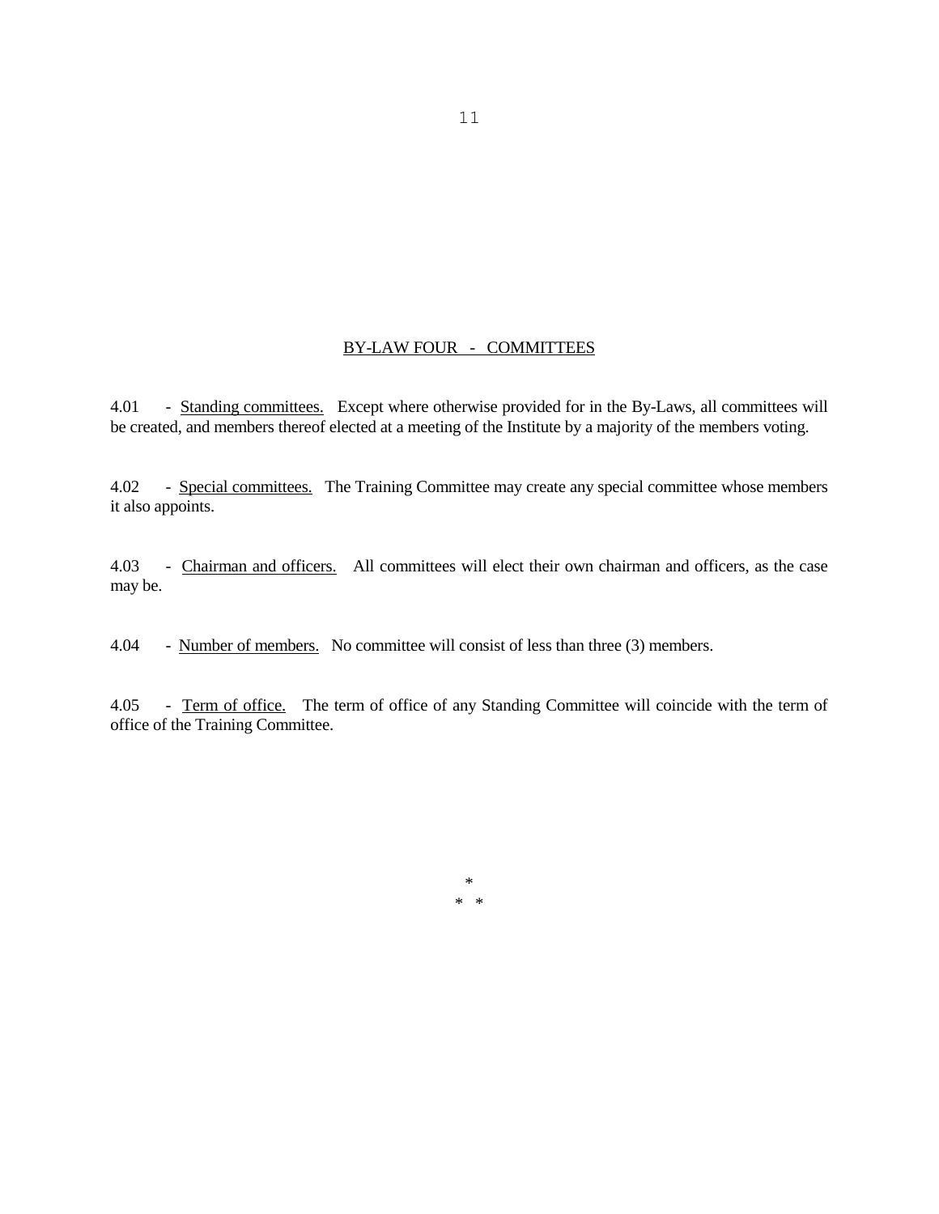## BY-LAW FOUR - COMMITTEES

4.01 - Standing committees. Except where otherwise provided for in the By-Laws, all committees will be created, and members thereof elected at a meeting of the Institute by a majority of the members voting.

4.02 - Special committees. The Training Committee may create any special committee whose members it also appoints.

4.03 - Chairman and officers. All committees will elect their own chairman and officers, as the case may be.

4.04 - Number of members. No committee will consist of less than three (3) members.

4.05 - Term of office. The term of office of any Standing Committee will coincide with the term of office of the Training Committee.

*
* *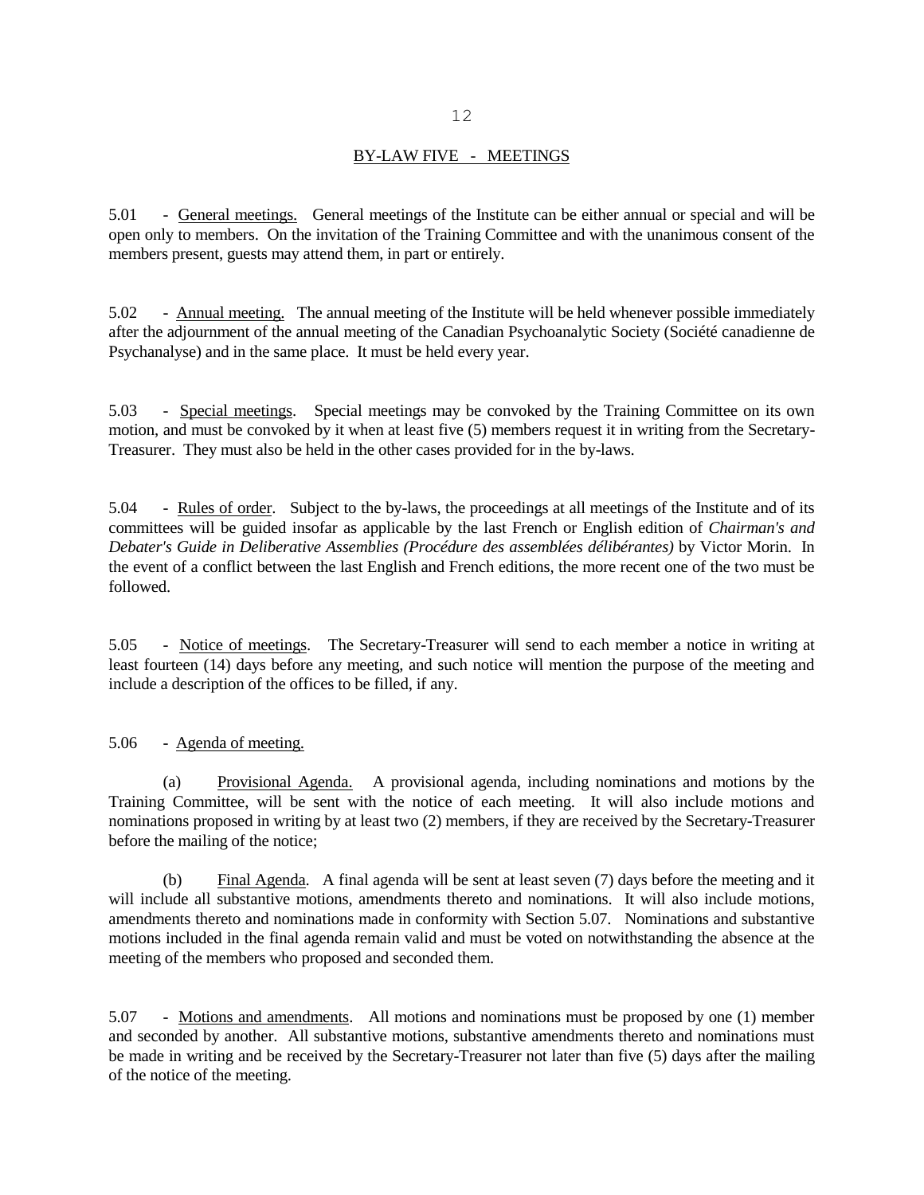## BY-LAW FIVE - MEETINGS

5.01 - General meetings. General meetings of the Institute can be either annual or special and will be open only to members. On the invitation of the Training Committee and with the unanimous consent of the members present, guests may attend them, in part or entirely.

5.02 - Annual meeting. The annual meeting of the Institute will be held whenever possible immediately after the adjournment of the annual meeting of the Canadian Psychoanalytic Society (Société canadienne de Psychanalyse) and in the same place. It must be held every year.

5.03 - Special meetings. Special meetings may be convoked by the Training Committee on its own motion, and must be convoked by it when at least five (5) members request it in writing from the Secretary-Treasurer. They must also be held in the other cases provided for in the by-laws.

5.04 - Rules of order. Subject to the by-laws, the proceedings at all meetings of the Institute and of its committees will be guided insofar as applicable by the last French or English edition of *Chairman's and Debater's Guide in Deliberative Assemblies (Procédure des assemblées délibérantes)* by Victor Morin. In the event of a conflict between the last English and French editions, the more recent one of the two must be followed.

5.05 - Notice of meetings. The Secretary-Treasurer will send to each member a notice in writing at least fourteen (14) days before any meeting, and such notice will mention the purpose of the meeting and include a description of the offices to be filled, if any.

5.06 - Agenda of meeting.

(a) Provisional Agenda. A provisional agenda, including nominations and motions by the Training Committee, will be sent with the notice of each meeting. It will also include motions and nominations proposed in writing by at least two (2) members, if they are received by the Secretary-Treasurer before the mailing of the notice;

(b) Final Agenda. A final agenda will be sent at least seven (7) days before the meeting and it will include all substantive motions, amendments thereto and nominations. It will also include motions, amendments thereto and nominations made in conformity with Section 5.07. Nominations and substantive motions included in the final agenda remain valid and must be voted on notwithstanding the absence at the meeting of the members who proposed and seconded them.

5.07 - Motions and amendments. All motions and nominations must be proposed by one (1) member and seconded by another. All substantive motions, substantive amendments thereto and nominations must be made in writing and be received by the Secretary-Treasurer not later than five (5) days after the mailing of the notice of the meeting.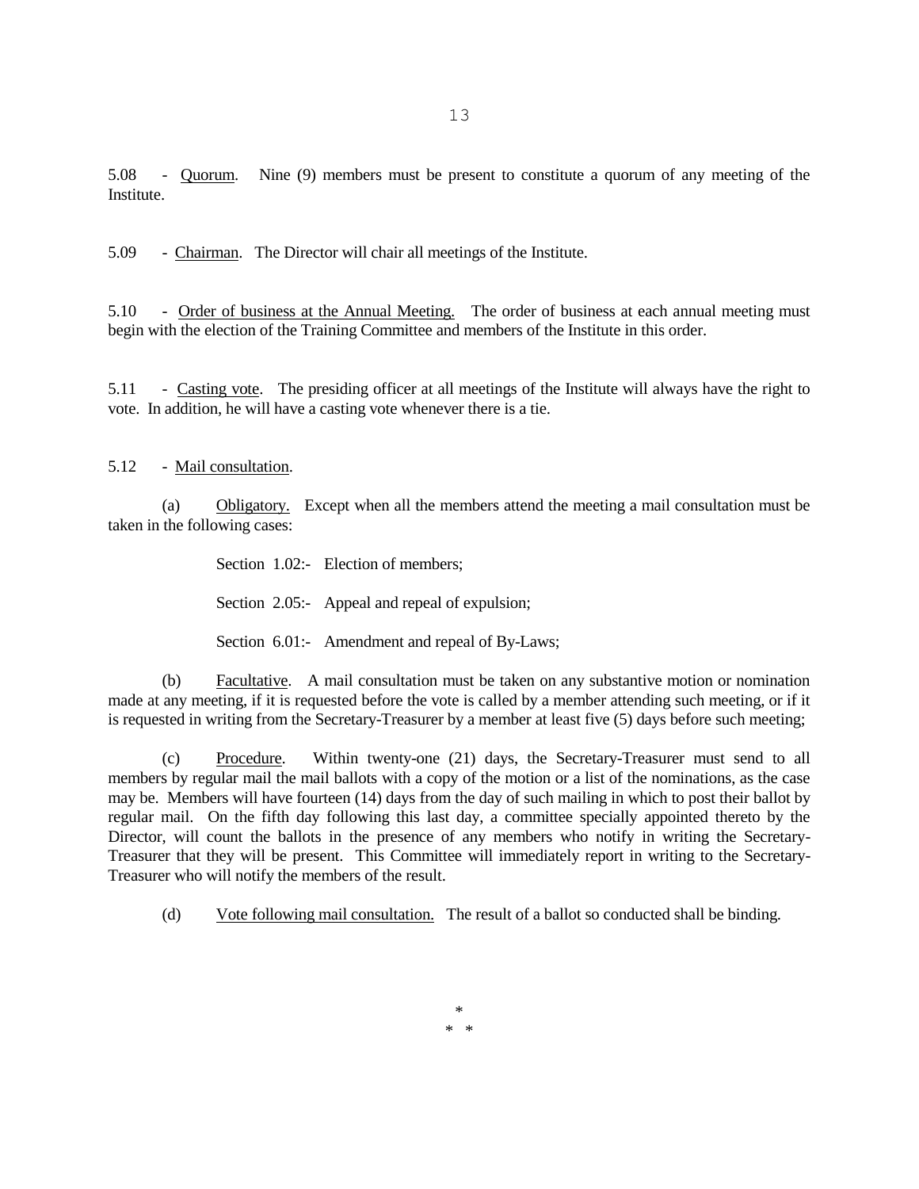5.08 - <u>Quorum</u>. Nine (9) members must be present to constitute a quorum of any meeting of the Institute.

5.09 - <u>Chairman</u>. The Director will chair all meetings of the Institute.

5.10 - <u>Order of business at the Annual Meeting.</u> The order of business at each annual meeting must begin with the election of the Training Committee and members of the Institute in this order.

5.11 - <u>Casting vote</u>. The presiding officer at all meetings of the Institute will always have the right to vote. In addition, he will have a casting vote whenever there is a tie.

5.12 - <u>Mail consultation</u>.

(a) <u>Obligatory.</u> Except when all the members attend the meeting a mail consultation must be taken in the following cases:

Section 1.02:- Election of members;

Section 2.05:- Appeal and repeal of expulsion;

Section 6.01:- Amendment and repeal of By-Laws;

(b) <u>Facultative</u>. A mail consultation must be taken on any substantive motion or nomination made at any meeting, if it is requested before the vote is called by a member attending such meeting, or if it is requested in writing from the Secretary-Treasurer by a member at least five (5) days before such meeting;

(c) <u>Procedure</u>. Within twenty-one (21) days, the Secretary-Treasurer must send to all members by regular mail the mail ballots with a copy of the motion or a list of the nominations, as the case may be. Members will have fourteen (14) days from the day of such mailing in which to post their ballot by regular mail. On the fifth day following this last day, a committee specially appointed thereto by the Director, will count the ballots in the presence of any members who notify in writing the Secretary-Treasurer that they will be present. This Committee will immediately report in writing to the Secretary-Treasurer who will notify the members of the result.

(d) <u>Vote following mail consultation.</u> The result of a ballot so conducted shall be binding.

\*
\* \*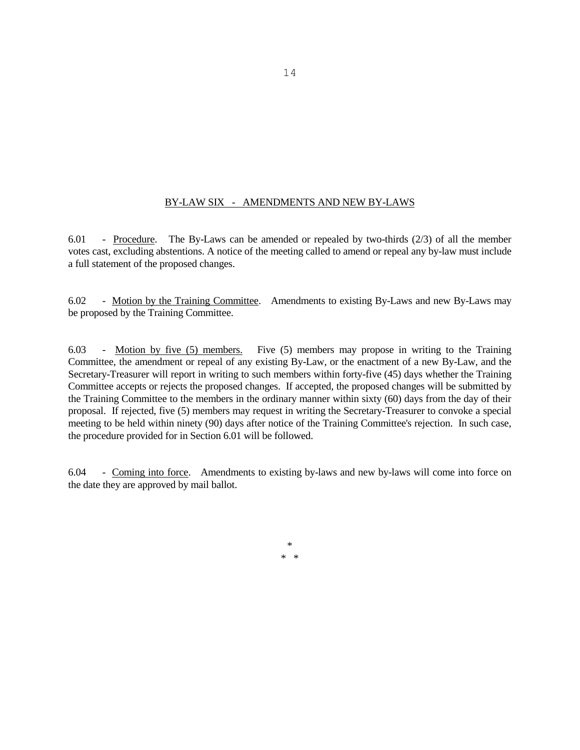## BY-LAW SIX - AMENDMENTS AND NEW BY-LAWS

6.01 - Procedure. The By-Laws can be amended or repealed by two-thirds (2/3) of all the member votes cast, excluding abstentions. A notice of the meeting called to amend or repeal any by-law must include a full statement of the proposed changes.

6.02 - Motion by the Training Committee. Amendments to existing By-Laws and new By-Laws may be proposed by the Training Committee.

6.03 - Motion by five (5) members. Five (5) members may propose in writing to the Training Committee, the amendment or repeal of any existing By-Law, or the enactment of a new By-Law, and the Secretary-Treasurer will report in writing to such members within forty-five (45) days whether the Training Committee accepts or rejects the proposed changes. If accepted, the proposed changes will be submitted by the Training Committee to the members in the ordinary manner within sixty (60) days from the day of their proposal. If rejected, five (5) members may request in writing the Secretary-Treasurer to convoke a special meeting to be held within ninety (90) days after notice of the Training Committee's rejection. In such case, the procedure provided for in Section 6.01 will be followed.

6.04 - Coming into force. Amendments to existing by-laws and new by-laws will come into force on the date they are approved by mail ballot.

\*
\* \*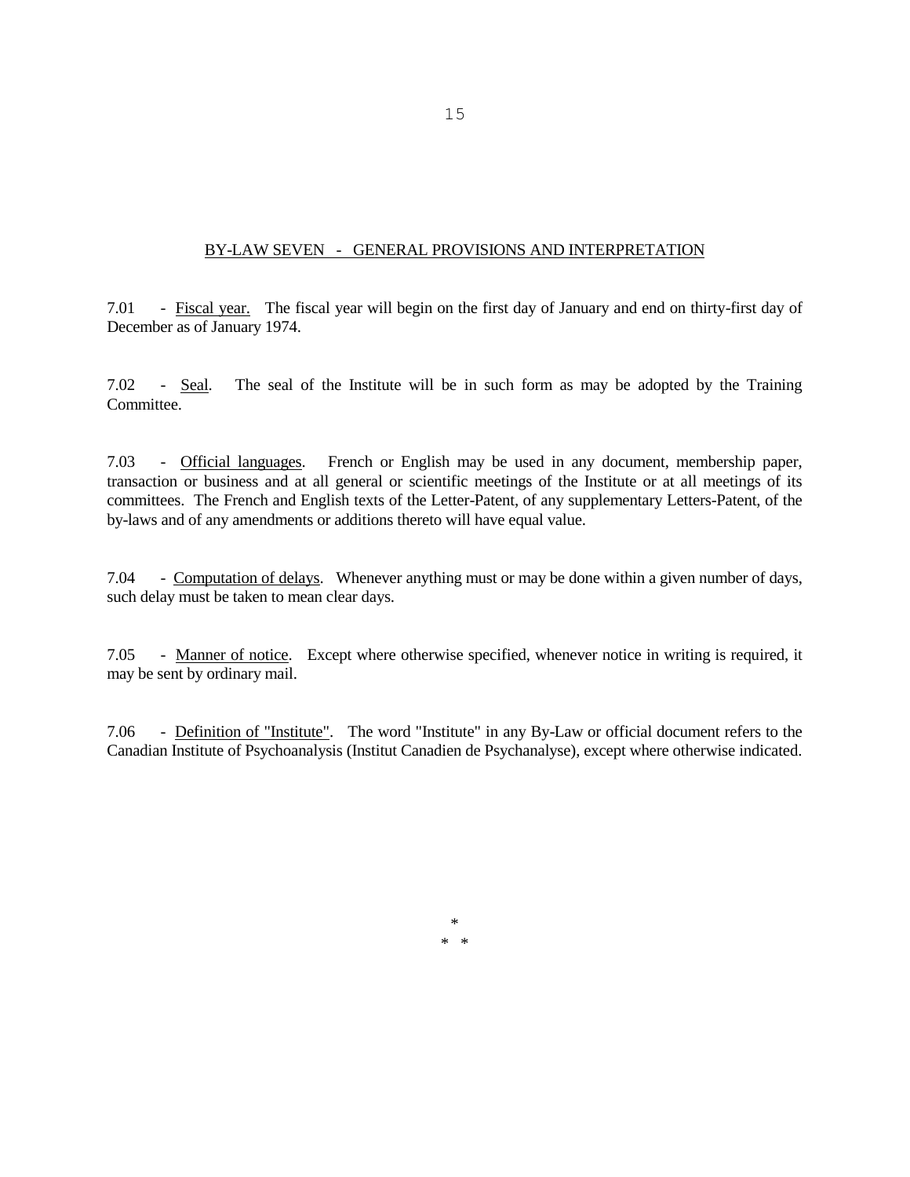## BY-LAW SEVEN - GENERAL PROVISIONS AND INTERPRETATION

7.01 - Fiscal year. The fiscal year will begin on the first day of January and end on thirty-first day of December as of January 1974.

7.02 - Seal. The seal of the Institute will be in such form as may be adopted by the Training Committee.

7.03 - Official languages. French or English may be used in any document, membership paper, transaction or business and at all general or scientific meetings of the Institute or at all meetings of its committees. The French and English texts of the Letter-Patent, of any supplementary Letters-Patent, of the by-laws and of any amendments or additions thereto will have equal value.

7.04 - Computation of delays. Whenever anything must or may be done within a given number of days, such delay must be taken to mean clear days.

7.05 - Manner of notice. Except where otherwise specified, whenever notice in writing is required, it may be sent by ordinary mail.

7.06 - Definition of "Institute". The word "Institute" in any By-Law or official document refers to the Canadian Institute of Psychoanalysis (Institut Canadien de Psychanalyse), except where otherwise indicated.

\*

\* \*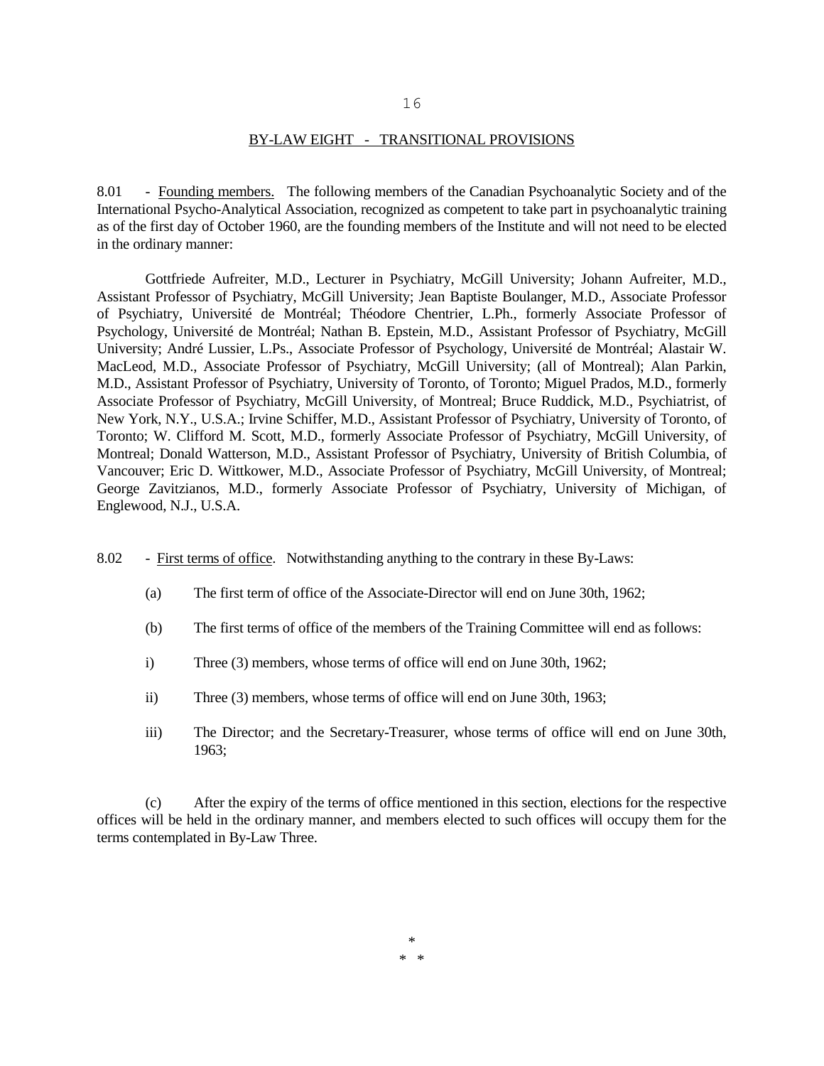## BY-LAW EIGHT - TRANSITIONAL PROVISIONS

8.01 - Founding members. The following members of the Canadian Psychoanalytic Society and of the International Psycho-Analytical Association, recognized as competent to take part in psychoanalytic training as of the first day of October 1960, are the founding members of the Institute and will not need to be elected in the ordinary manner:

Gottfriede Aufreiter, M.D., Lecturer in Psychiatry, McGill University; Johann Aufreiter, M.D., Assistant Professor of Psychiatry, McGill University; Jean Baptiste Boulanger, M.D., Associate Professor of Psychiatry, Université de Montréal; Théodore Chentrier, L.Ph., formerly Associate Professor of Psychology, Université de Montréal; Nathan B. Epstein, M.D., Assistant Professor of Psychiatry, McGill University; André Lussier, L.Ps., Associate Professor of Psychology, Université de Montréal; Alastair W. MacLeod, M.D., Associate Professor of Psychiatry, McGill University; (all of Montreal); Alan Parkin, M.D., Assistant Professor of Psychiatry, University of Toronto, of Toronto; Miguel Prados, M.D., formerly Associate Professor of Psychiatry, McGill University, of Montreal; Bruce Ruddick, M.D., Psychiatrist, of New York, N.Y., U.S.A.; Irvine Schiffer, M.D., Assistant Professor of Psychiatry, University of Toronto, of Toronto; W. Clifford M. Scott, M.D., formerly Associate Professor of Psychiatry, McGill University, of Montreal; Donald Watterson, M.D., Assistant Professor of Psychiatry, University of British Columbia, of Vancouver; Eric D. Wittkower, M.D., Associate Professor of Psychiatry, McGill University, of Montreal; George Zavitzianos, M.D., formerly Associate Professor of Psychiatry, University of Michigan, of Englewood, N.J., U.S.A.

8.02 - First terms of office. Notwithstanding anything to the contrary in these By-Laws:

(a) The first term of office of the Associate-Director will end on June 30th, 1962;

(b) The first terms of office of the members of the Training Committee will end as follows:

i) Three (3) members, whose terms of office will end on June 30th, 1962;

ii) Three (3) members, whose terms of office will end on June 30th, 1963;

iii) The Director; and the Secretary-Treasurer, whose terms of office will end on June 30th, 1963;

(c) After the expiry of the terms of office mentioned in this section, elections for the respective offices will be held in the ordinary manner, and members elected to such offices will occupy them for the terms contemplated in By-Law Three.

\*
\* \*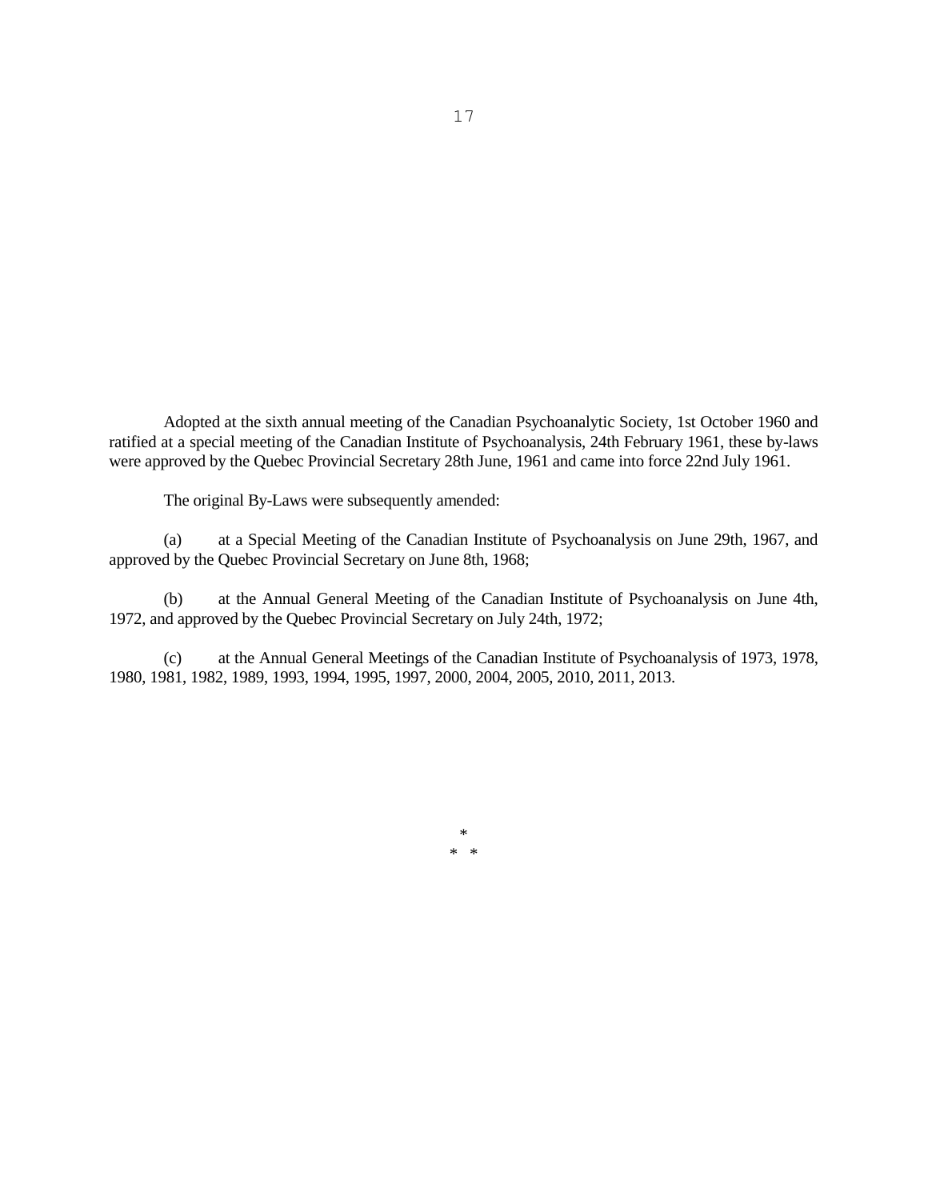Adopted at the sixth annual meeting of the Canadian Psychoanalytic Society, 1st October 1960 and ratified at a special meeting of the Canadian Institute of Psychoanalysis, 24th February 1961, these by-laws were approved by the Quebec Provincial Secretary 28th June, 1961 and came into force 22nd July 1961.

The original By-Laws were subsequently amended:

(a) at a Special Meeting of the Canadian Institute of Psychoanalysis on June 29th, 1967, and approved by the Quebec Provincial Secretary on June 8th, 1968;

(b) at the Annual General Meeting of the Canadian Institute of Psychoanalysis on June 4th, 1972, and approved by the Quebec Provincial Secretary on July 24th, 1972;

(c) at the Annual General Meetings of the Canadian Institute of Psychoanalysis of 1973, 1978, 1980, 1981, 1982, 1989, 1993, 1994, 1995, 1997, 2000, 2004, 2005, 2010, 2011, 2013.

*
\* *